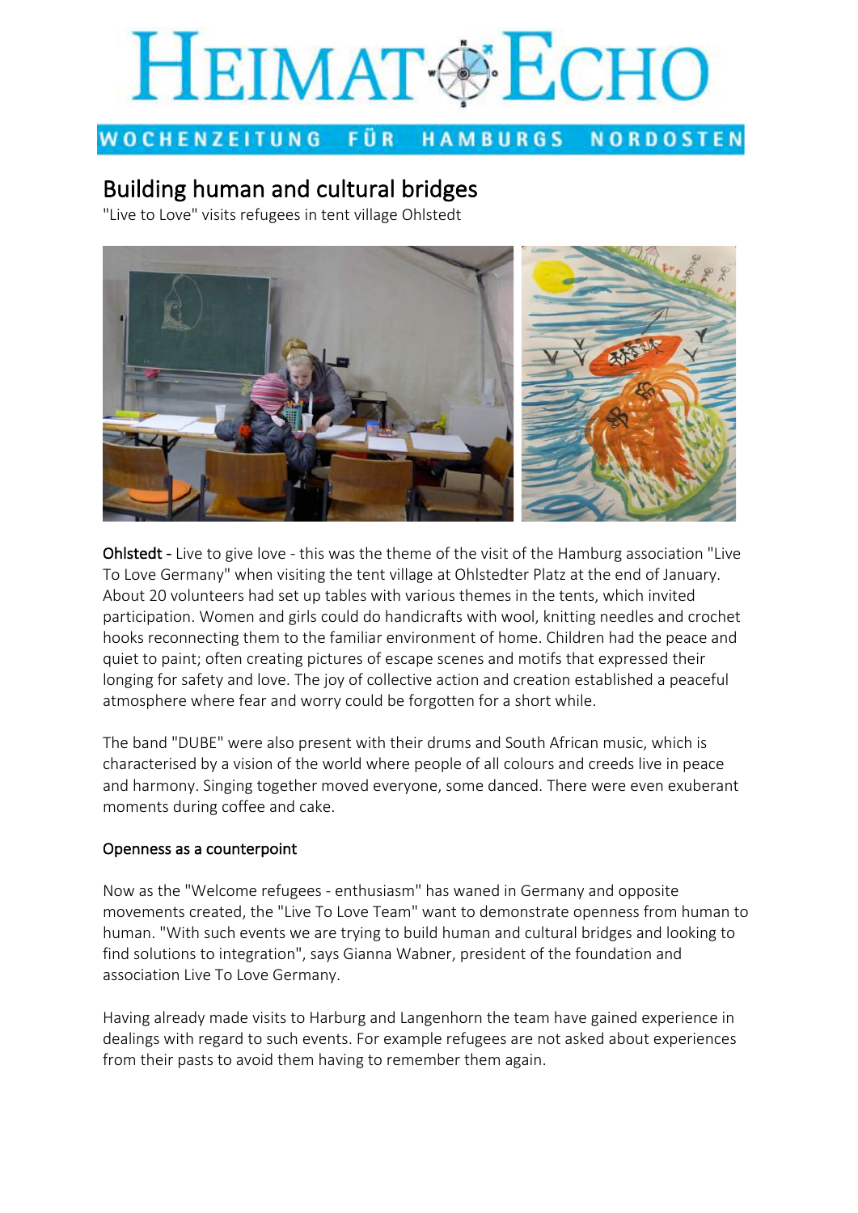# HEIMAT ECHO

WOCHENZEITUNG FÜR HAMBURGS NORDOSTEN

## Building human and cultural bridges

"Live to Love" visits refugees in tent village Ohlstedt

**Ohlstedt** - Live to give love - this was the theme of the visit of the Hamburg association "Live To Love Germany" when visiting the tent village at Ohlstedter Platz at the end of January. About 20 volunteers had set up tables with various themes in the tents, which invited participation. Women and girls could do handicrafts with wool, knitting needles and crochet hooks reconnecting them to the familiar environment of home. Children had the peace and quiet to paint; often creating pictures of escape scenes and motifs that expressed their longing for safety and love. The joy of collective action and creation established a peaceful atmosphere where fear and worry could be forgotten for a short while.

The band "DUBE" were also present with their drums and South African music, which is characterised by a vision of the world where people of all colours and creeds live in peace and harmony. Singing together moved everyone, some danced. There were even exuberant moments during coffee and cake.

### Openness as a counterpoint

Now as the "Welcome refugees - enthusiasm" has waned in Germany and opposite movements created, the "Live To Love Team" want to demonstrate openness from human to human. "With such events we are trying to build human and cultural bridges and looking to find solutions to integration", says Gianna Wabner, president of the foundation and association Live To Love Germany.

Having already made visits to Harburg and Langenhorn the team have gained experience in dealings with regard to such events. For example refugees are not asked about experiences from their pasts to avoid them having to remember them again.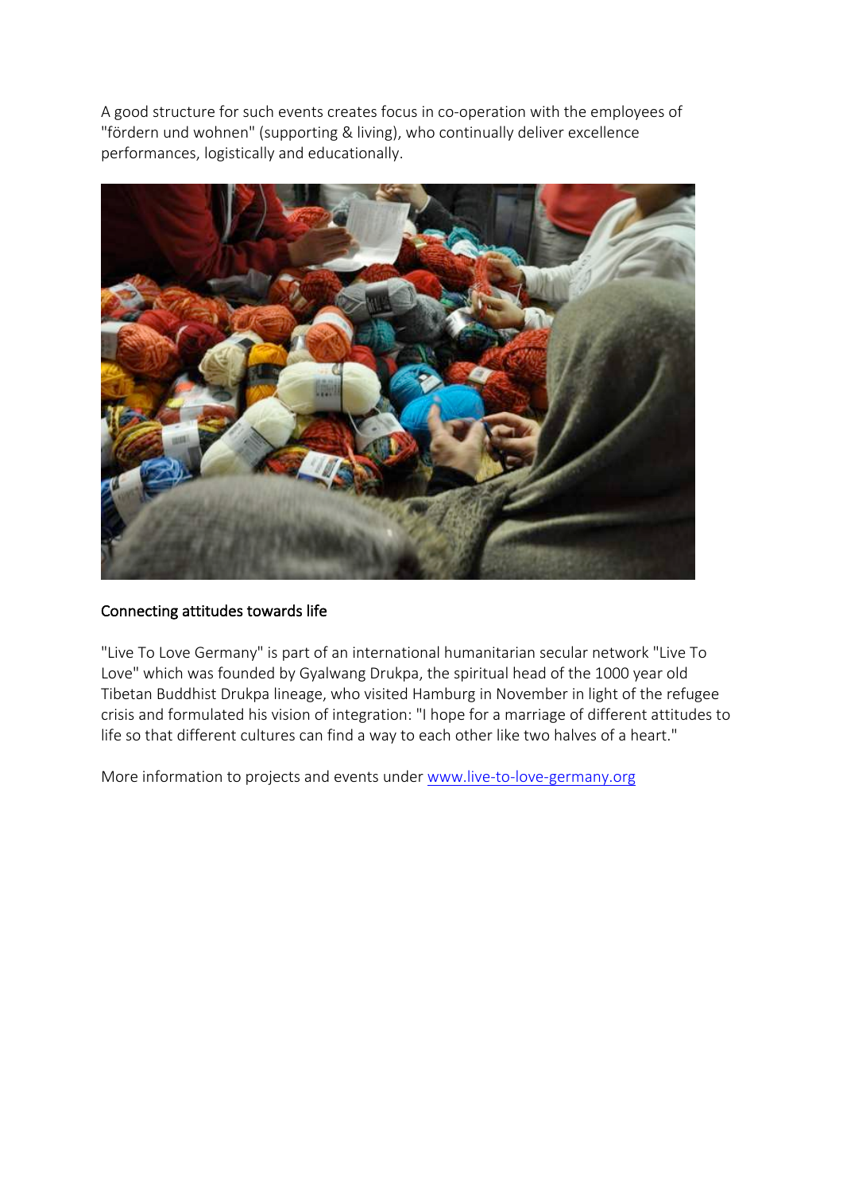A good structure for such events creates focus in co-operation with the employees of "fördern und wohnen" (supporting & living), who continually deliver excellence performances, logistically and educationally.

## Connecting attitudes towards life

"Live To Love Germany" is part of an international humanitarian secular network "Live To Love" which was founded by Gyalwang Drukpa, the spiritual head of the 1000 year old Tibetan Buddhist Drukpa lineage, who visited Hamburg in November in light of the refugee crisis and formulated his vision of integration: "I hope for a marriage of different attitudes to life so that different cultures can find a way to each other like two halves of a heart."

More information to projects and events under [www.live-to-love-germany.org](http://www.live-to-love-germany.org)